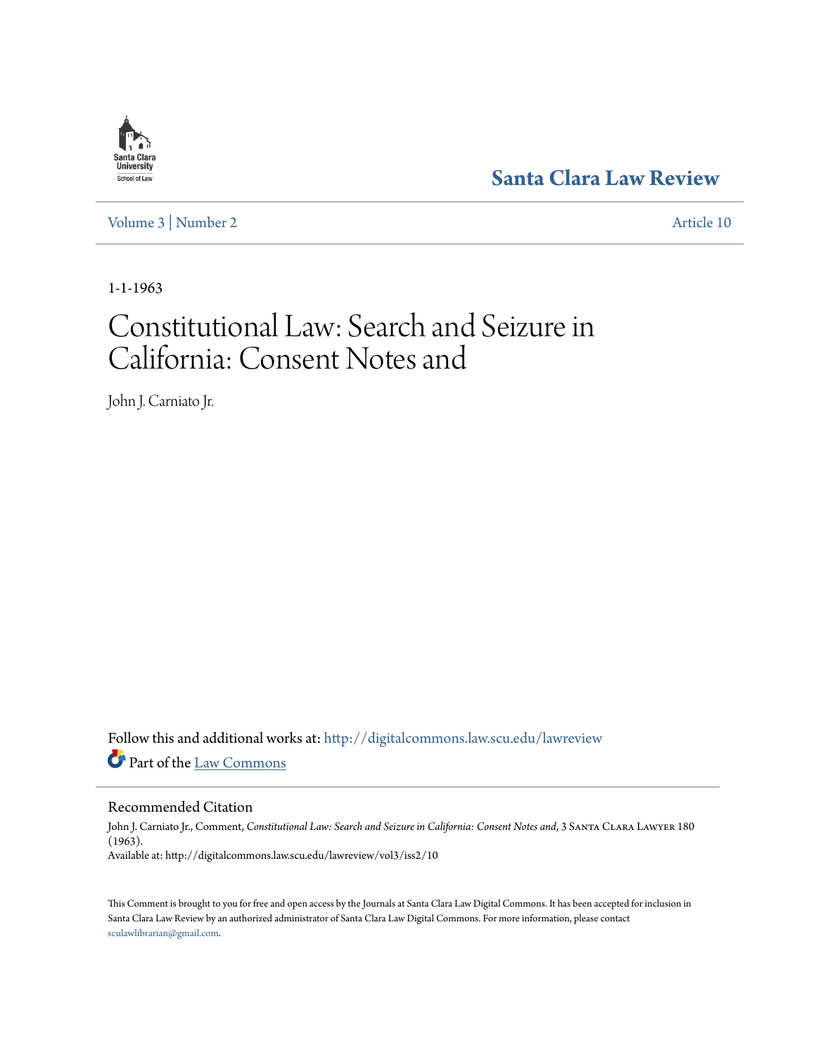Santa Clara University School of Law

# Santa Clara Law Review

Volume 3 | Number 2 Article 10

1-1-1963

# Constitutional Law: Search and Seizure in California: Consent Notes and

John J. Carniato Jr.

Follow this and additional works at: http://digitalcommons.law.scu.edu/lawreview

Part of the Law Commons

## Recommended Citation

John J. Carniato Jr., Comment, *Constitutional Law: Search and Seizure in California: Consent Notes and*, 3 Santa Clara Lawyer 180 (1963).

Available at: http://digitalcommons.law.scu.edu/lawreview/vol3/iss2/10

This Comment is brought to you for free and open access by the Journals at Santa Clara Law Digital Commons. It has been accepted for inclusion in Santa Clara Law Review by an authorized administrator of Santa Clara Law Digital Commons. For more information, please contact sculawlibrarian@gmail.com.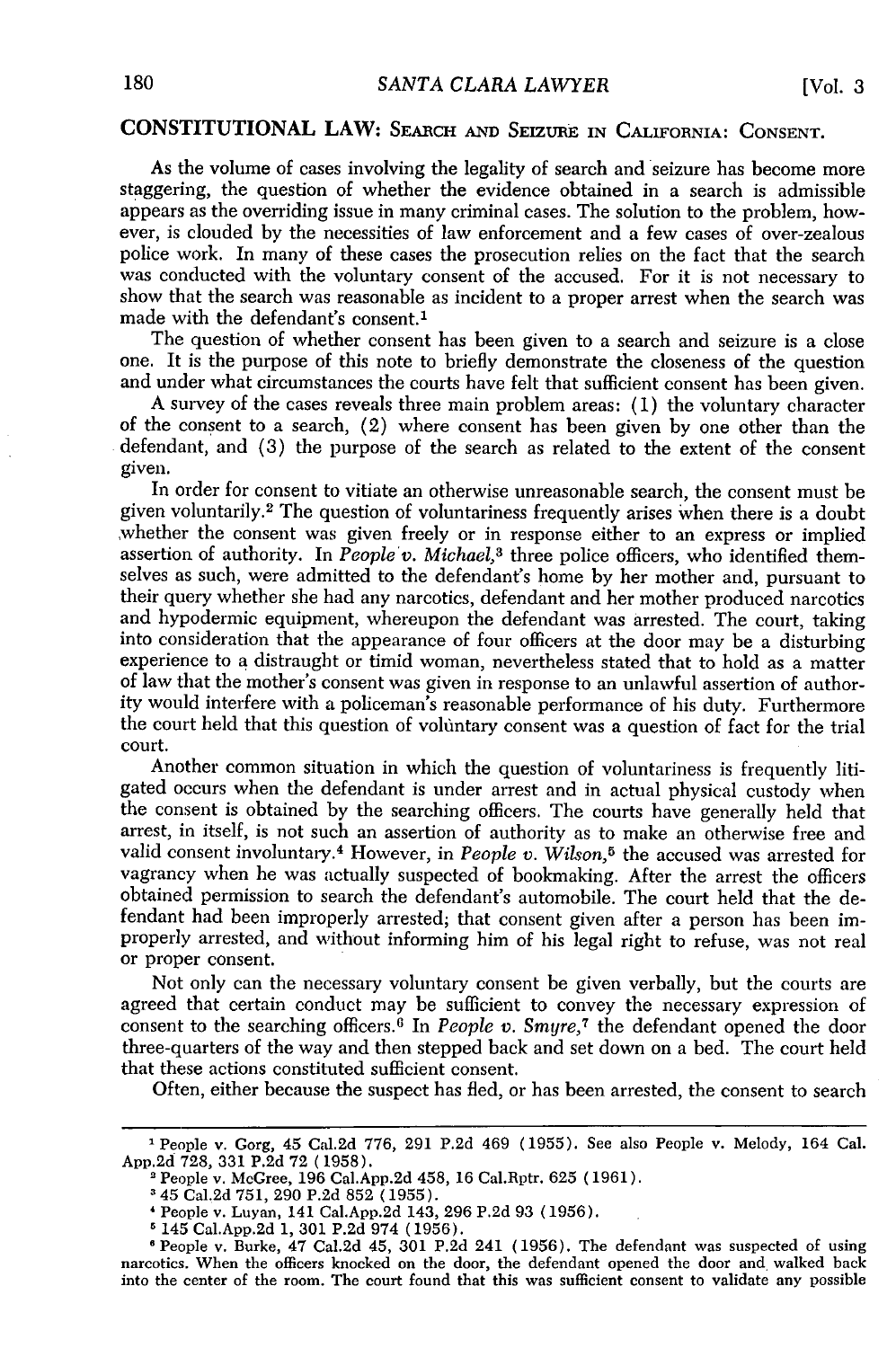## CONSTITUTIONAL LAW: SEARCH AND SEIZURE IN CALIFORNIA: CONSENT.

As the volume of cases involving the legality of search and seizure has become more staggering, the question of whether the evidence obtained in a search is admissible appears as the overriding issue in many criminal cases. The solution to the problem, however, is clouded by the necessities of law enforcement and a few cases of over-zealous police work. In many of these cases the prosecution relies on the fact that the search was conducted with the voluntary consent of the accused. For it is not necessary to show that the search was reasonable as incident to a proper arrest when the search was made with the defendant's consent.[1]

The question of whether consent has been given to a search and seizure is a close one. It is the purpose of this note to briefly demonstrate the closeness of the question and under what circumstances the courts have felt that sufficient consent has been given.

A survey of the cases reveals three main problem areas: (1) the voluntary character of the consent to a search, (2) where consent has been given by one other than the defendant, and (3) the purpose of the search as related to the extent of the consent given.

In order for consent to vitiate an otherwise unreasonable search, the consent must be given voluntarily.[2] The question of voluntariness frequently arises when there is a doubt whether the consent was given freely or in response either to an express or implied assertion of authority. In *People v. Michael*,[3] three police officers, who identified themselves as such, were admitted to the defendant's home by her mother and, pursuant to their query whether she had any narcotics, defendant and her mother produced narcotics and hypodermic equipment, whereupon the defendant was arrested. The court, taking into consideration that the appearance of four officers at the door may be a disturbing experience to a distraught or timid woman, nevertheless stated that to hold as a matter of law that the mother's consent was given in response to an unlawful assertion of authority would interfere with a policeman's reasonable performance of his duty. Furthermore the court held that this question of voluntary consent was a question of fact for the trial court.

Another common situation in which the question of voluntariness is frequently litigated occurs when the defendant is under arrest and in actual physical custody when the consent is obtained by the searching officers. The courts have generally held that arrest, in itself, is not such an assertion of authority as to make an otherwise free and valid consent involuntary.[4] However, in *People v. Wilson*,[5] the accused was arrested for vagrancy when he was actually suspected of bookmaking. After the arrest the officers obtained permission to search the defendant's automobile. The court held that the defendant had been improperly arrested; that consent given after a person has been improperly arrested, and without informing him of his legal right to refuse, was not real or proper consent.

Not only can the necessary voluntary consent be given verbally, but the courts are agreed that certain conduct may be sufficient to convey the necessary expression of consent to the searching officers.[6] In *People v. Smyre*,[7] the defendant opened the door three-quarters of the way and then stepped back and set down on a bed. The court held that these actions constituted sufficient consent.

Often, either because the suspect has fled, or has been arrested, the consent to search

---

[1] People v. Gorg, 45 Cal.2d 776, 291 P.2d 469 (1955). See also People v. Melody, 164 Cal. App.2d 728, 331 P.2d 72 (1958).

[2] People v. McGree, 196 Cal.App.2d 458, 16 Cal.Rptr. 625 (1961).

[3] 45 Cal.2d 751, 290 P.2d 852 (1955).

[4] People v. Luyan, 141 Cal.App.2d 143, 296 P.2d 93 (1956).

[5] 145 Cal.App.2d 1, 301 P.2d 974 (1956).

[6] People v. Burke, 47 Cal.2d 45, 301 P.2d 241 (1956). The defendant was suspected of using narcotics. When the officers knocked on the door, the defendant opened the door and walked back into the center of the room. The court found that this was sufficient consent to validate any possible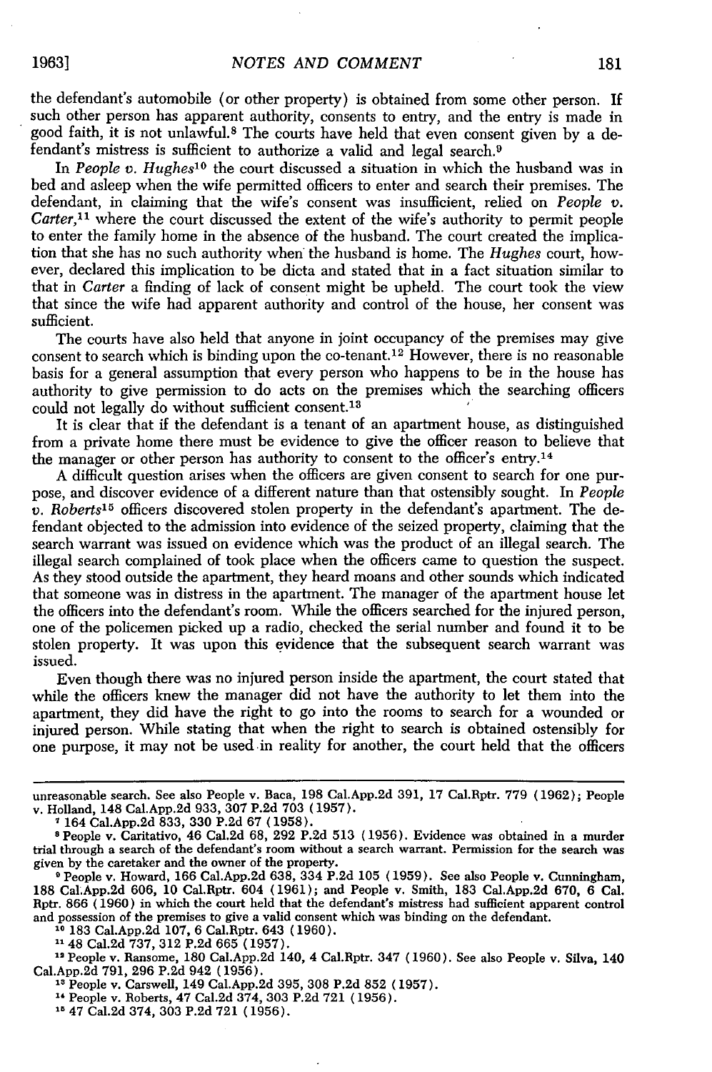the defendant's automobile (or other property) is obtained from some other person. If such other person has apparent authority, consents to entry, and the entry is made in good faith, it is not unlawful.[8] The courts have held that even consent given by a defendant's mistress is sufficient to authorize a valid and legal search.[9]

In *People v. Hughes*[10] the court discussed a situation in which the husband was in bed and asleep when the wife permitted officers to enter and search their premises. The defendant, in claiming that the wife's consent was insufficient, relied on *People v. Carter*,[11] where the court discussed the extent of the wife's authority to permit people to enter the family home in the absence of the husband. The court created the implication that she has no such authority when the husband is home. The *Hughes* court, however, declared this implication to be dicta and stated that in a fact situation similar to that in *Carter* a finding of lack of consent might be upheld. The court took the view that since the wife had apparent authority and control of the house, her consent was sufficient.

The courts have also held that anyone in joint occupancy of the premises may give consent to search which is binding upon the co-tenant.[12] However, there is no reasonable basis for a general assumption that every person who happens to be in the house has authority to give permission to do acts on the premises which the searching officers could not legally do without sufficient consent.[13]

It is clear that if the defendant is a tenant of an apartment house, as distinguished from a private home there must be evidence to give the officer reason to believe that the manager or other person has authority to consent to the officer's entry.[14]

A difficult question arises when the officers are given consent to search for one purpose, and discover evidence of a different nature than that ostensibly sought. In *People v. Roberts*[15] officers discovered stolen property in the defendant's apartment. The defendant objected to the admission into evidence of the seized property, claiming that the search warrant was issued on evidence which was the product of an illegal search. The illegal search complained of took place when the officers came to question the suspect. As they stood outside the apartment, they heard moans and other sounds which indicated that someone was in distress in the apartment. The manager of the apartment house let the officers into the defendant's room. While the officers searched for the injured person, one of the policemen picked up a radio, checked the serial number and found it to be stolen property. It was upon this evidence that the subsequent search warrant was issued.

Even though there was no injured person inside the apartment, the court stated that while the officers knew the manager did not have the authority to let them into the apartment, they did have the right to go into the rooms to search for a wounded or injured person. While stating that when the right to search is obtained ostensibly for one purpose, it may not be used in reality for another, the court held that the officers

---

unreasonable search. See also People v. Baca, 198 Cal.App.2d 391, 17 Cal.Rptr. 779 (1962); People v. Holland, 148 Cal.App.2d 933, 307 P.2d 703 (1957).

[7] 164 Cal.App.2d 833, 330 P.2d 67 (1958).

[8] People v. Caritativo, 46 Cal.2d 68, 292 P.2d 513 (1956). Evidence was obtained in a murder trial through a search of the defendant's room without a search warrant. Permission for the search was given by the caretaker and the owner of the property.

[9] People v. Howard, 166 Cal.App.2d 638, 334 P.2d 105 (1959). See also People v. Cunningham, 188 Cal.App.2d 606, 10 Cal.Rptr. 604 (1961); and People v. Smith, 183 Cal.App.2d 670, 6 Cal. Rptr. 866 (1960) in which the court held that the defendant's mistress had sufficient apparent control and possession of the premises to give a valid consent which was binding on the defendant.

[10] 183 Cal.App.2d 107, 6 Cal.Rptr. 643 (1960).

[11] 48 Cal.2d 737, 312 P.2d 665 (1957).

[12] People v. Ransome, 180 Cal.App.2d 140, 4 Cal.Rptr. 347 (1960). See also People v. Silva, 140 Cal.App.2d 791, 296 P.2d 942 (1956).

[13] People v. Carswell, 149 Cal.App.2d 395, 308 P.2d 852 (1957).

[14] People v. Roberts, 47 Cal.2d 374, 303 P.2d 721 (1956).

[15] 47 Cal.2d 374, 303 P.2d 721 (1956).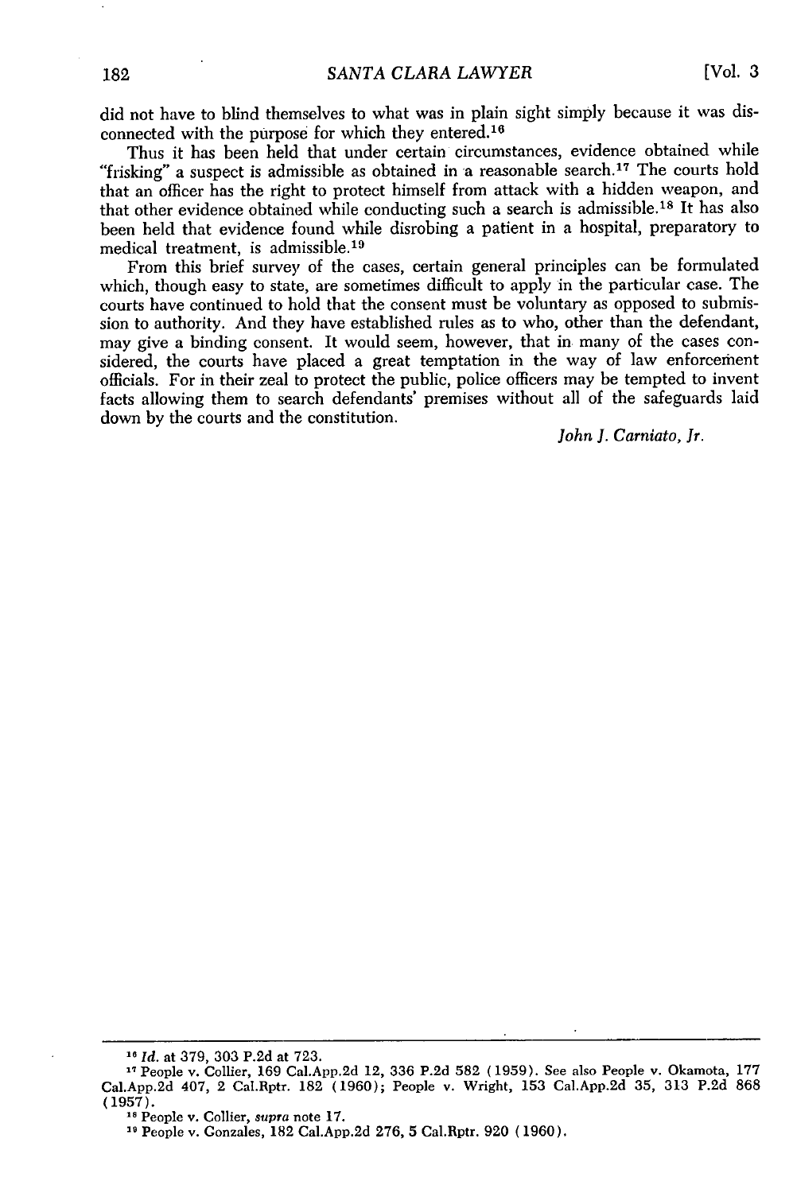did not have to blind themselves to what was in plain sight simply because it was disconnected with the purpose for which they entered.[16]

Thus it has been held that under certain circumstances, evidence obtained while "frisking" a suspect is admissible as obtained in a reasonable search.[17] The courts hold that an officer has the right to protect himself from attack with a hidden weapon, and that other evidence obtained while conducting such a search is admissible.[18] It has also been held that evidence found while disrobing a patient in a hospital, preparatory to medical treatment, is admissible.[19]

From this brief survey of the cases, certain general principles can be formulated which, though easy to state, are sometimes difficult to apply in the particular case. The courts have continued to hold that the consent must be voluntary as opposed to submission to authority. And they have established rules as to who, other than the defendant, may give a binding consent. It would seem, however, that in many of the cases considered, the courts have placed a great temptation in the way of law enforcement officials. For in their zeal to protect the public, police officers may be tempted to invent facts allowing them to search defendants' premises without all of the safeguards laid down by the courts and the constitution.

*John J. Carniato, Jr.*

---

[16] *Id.* at 379, 303 P.2d at 723.

[17] People v. Collier, 169 Cal.App.2d 12, 336 P.2d 582 (1959). See also People v. Okamota, 177 Cal.App.2d 407, 2 Cal.Rptr. 182 (1960); People v. Wright, 153 Cal.App.2d 35, 313 P.2d 868 (1957).

[18] People v. Collier, *supra* note 17.

[19] People v. Gonzales, 182 Cal.App.2d 276, 5 Cal.Rptr. 920 (1960).